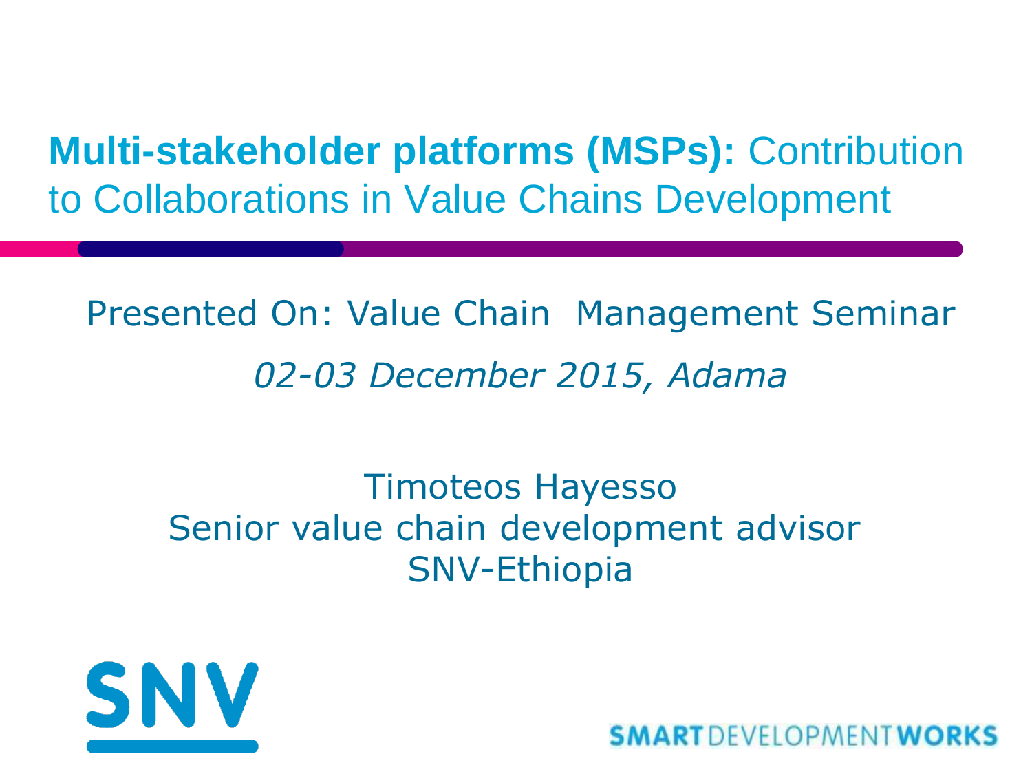# **Multi-stakeholder platforms (MSPs):** Contribution to Collaborations in Value Chains Development

Presented On: Value Chain Management Seminar

*02-03 December 2015, Adama*

Timoteos Hayesso
Senior value chain development advisor
SNV-Ethiopia

SNV

SMART DEVELOPMENT WORKS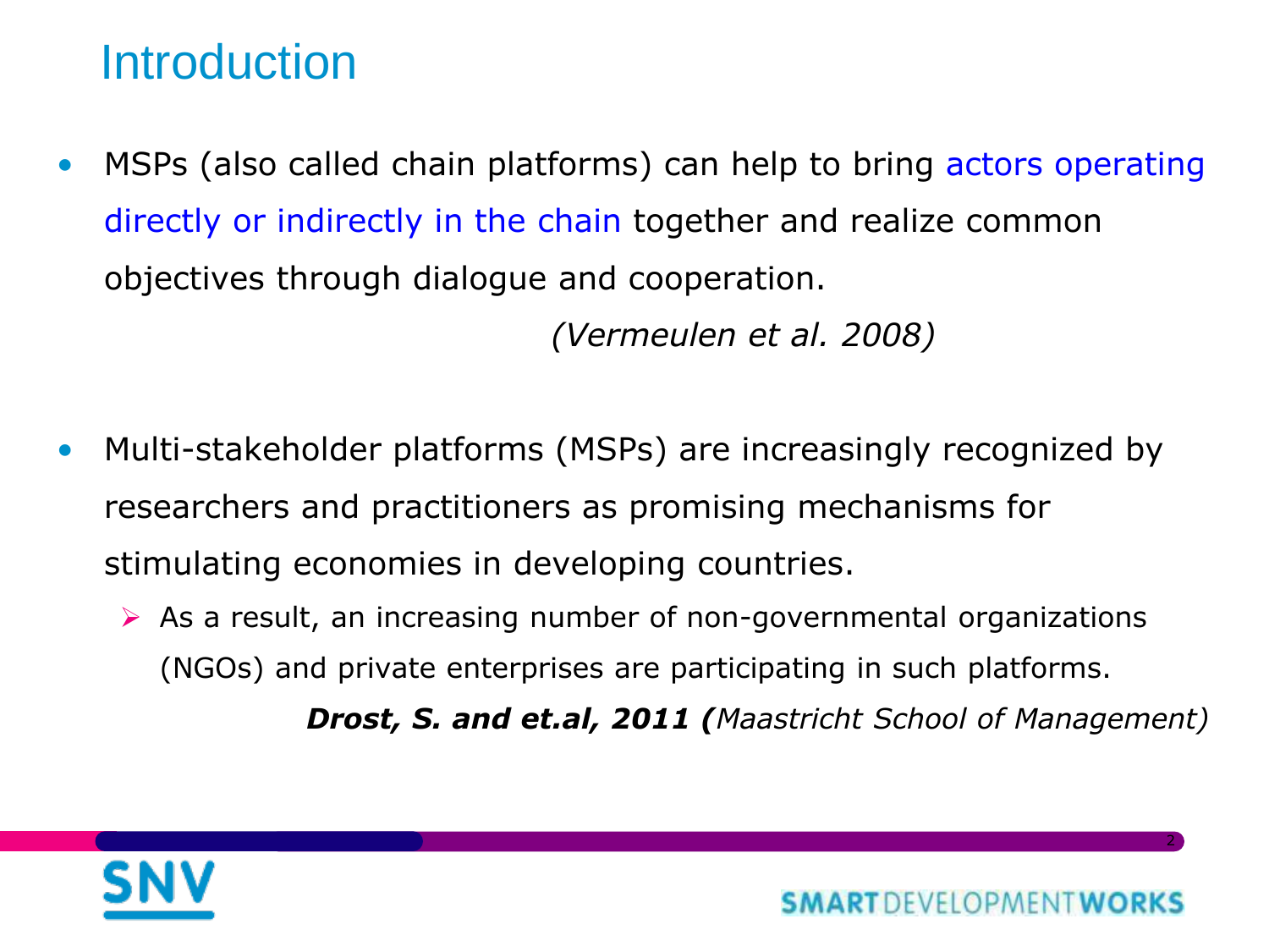# Introduction

- MSPs (also called chain platforms) can help to bring actors operating directly or indirectly in the chain together and realize common objectives through dialogue and cooperation.

  *(Vermeulen et al. 2008)*

- Multi-stakeholder platforms (MSPs) are increasingly recognized by researchers and practitioners as promising mechanisms for stimulating economies in developing countries.
  - As a result, an increasing number of non-governmental organizations (NGOs) and private enterprises are participating in such platforms.

  ***Drost, S. and et.al, 2011 (****Maastricht School of Management)*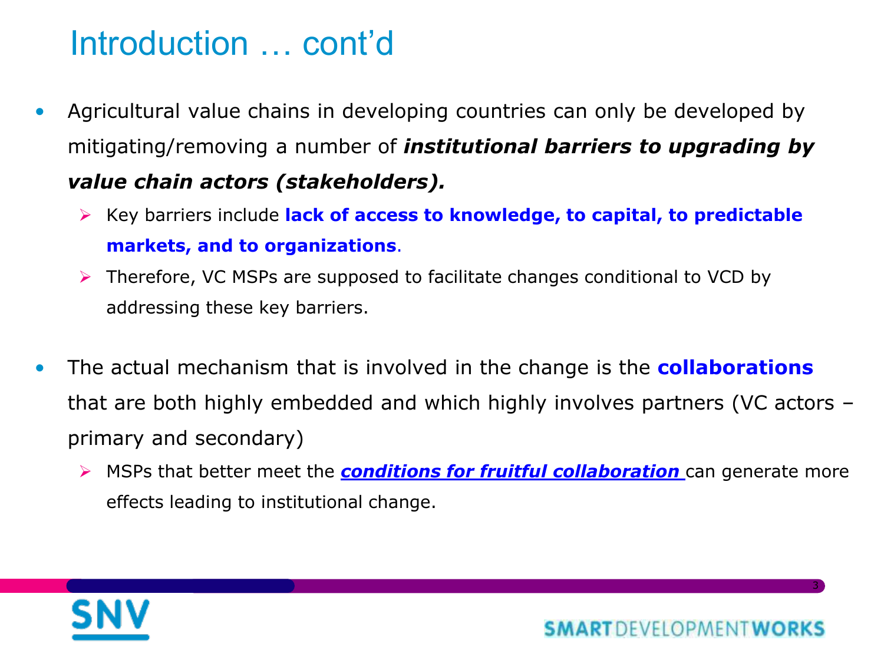# Introduction … cont'd

- Agricultural value chains in developing countries can only be developed by mitigating/removing a number of ***institutional barriers to upgrading by value chain actors (stakeholders).***
  - Key barriers include **lack of access to knowledge, to capital, to predictable markets, and to organizations**.
  - Therefore, VC MSPs are supposed to facilitate changes conditional to VCD by addressing these key barriers.

- The actual mechanism that is involved in the change is the **collaborations** that are both highly embedded and which highly involves partners (VC actors – primary and secondary)
  - MSPs that better meet the ***conditions for fruitful collaboration*** can generate more effects leading to institutional change.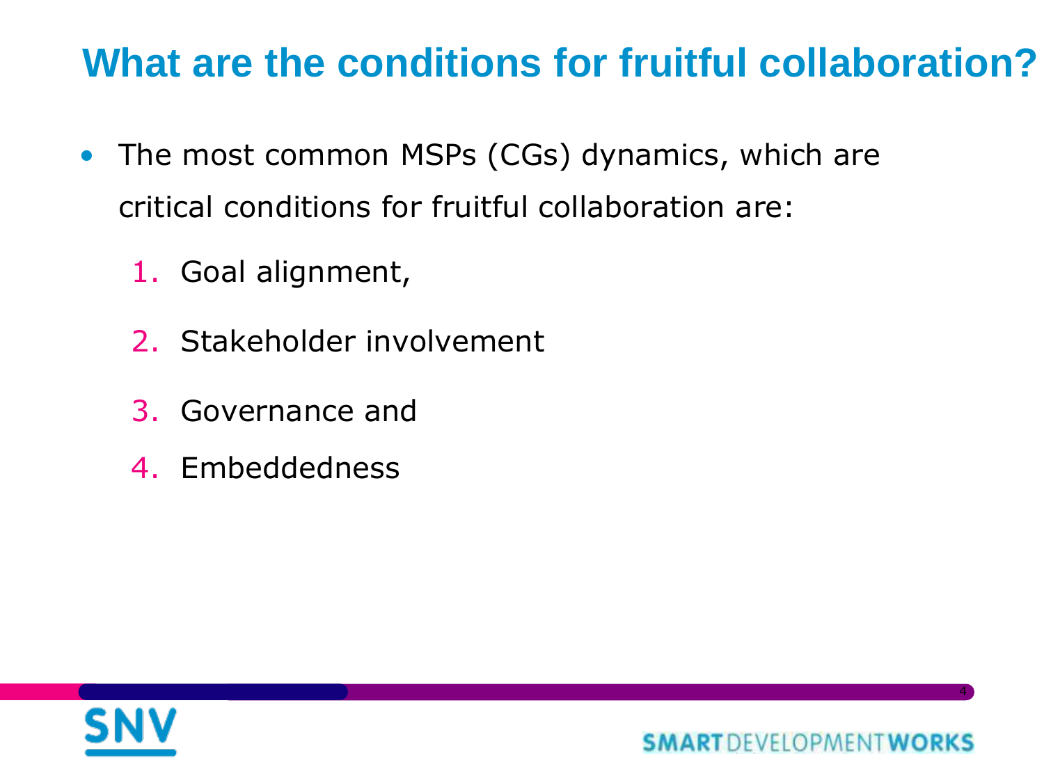# What are the conditions for fruitful collaboration?

- The most common MSPs (CGs) dynamics, which are critical conditions for fruitful collaboration are:
  1. Goal alignment,
  2. Stakeholder involvement
  3. Governance and
  4. Embeddedness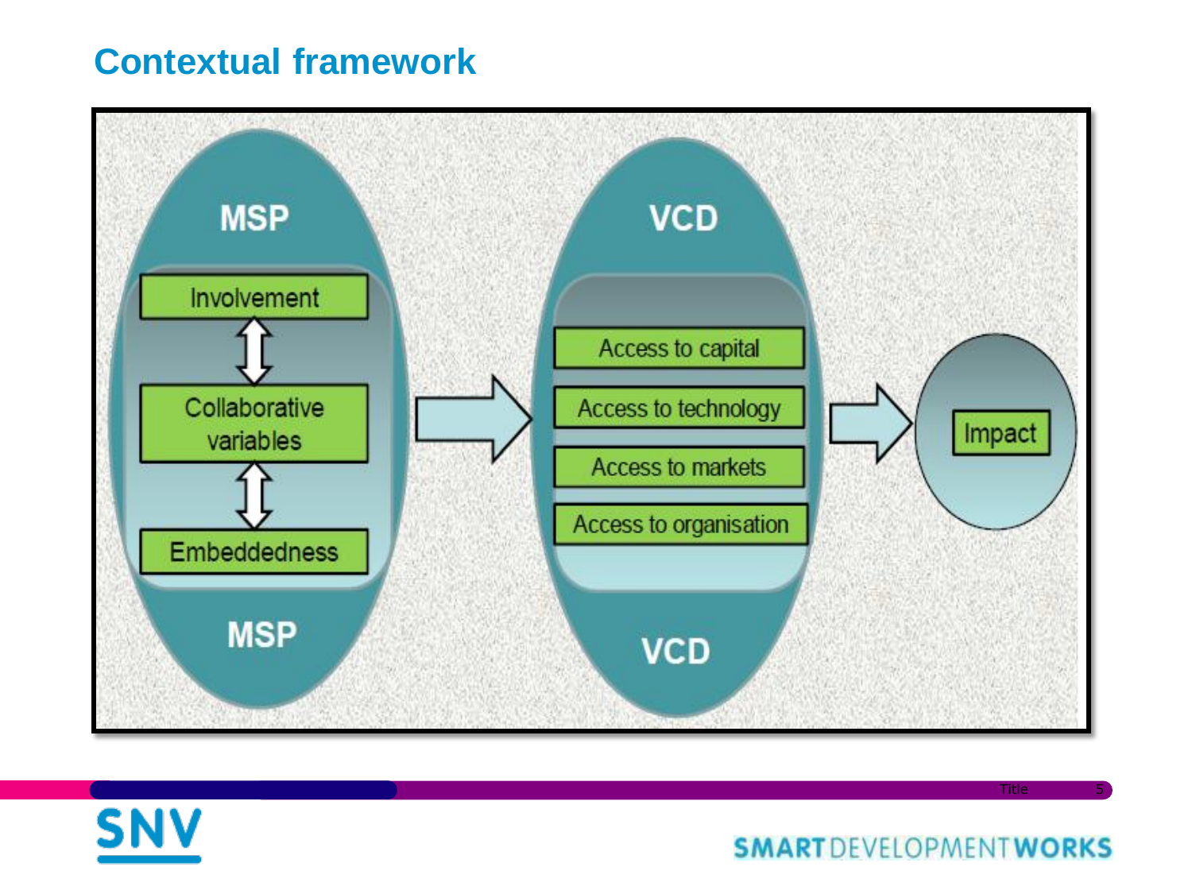# Contextual framework

MSP

Involvement

Collaborative variables

Embeddedness

MSP

VCD

Access to capital

Access to technology

Access to markets

Access to organisation

VCD

Impact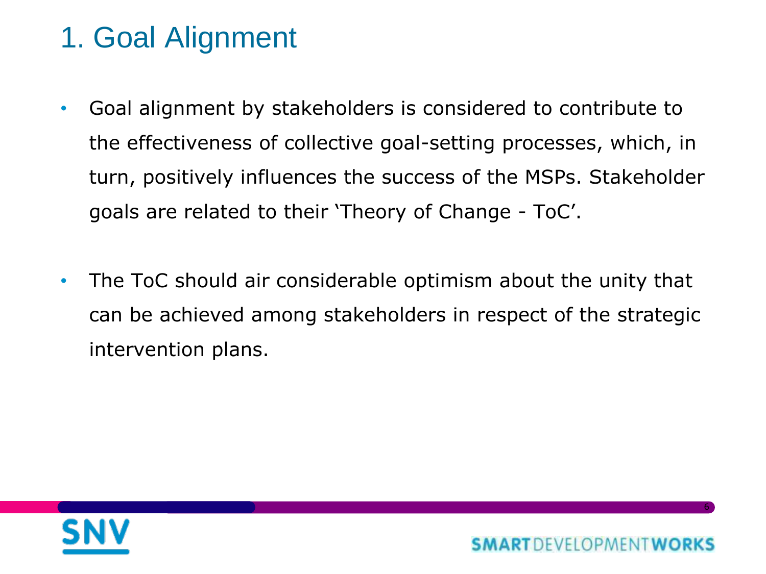# 1. Goal Alignment

- Goal alignment by stakeholders is considered to contribute to the effectiveness of collective goal-setting processes, which, in turn, positively influences the success of the MSPs. Stakeholder goals are related to their 'Theory of Change - ToC'.

- The ToC should air considerable optimism about the unity that can be achieved among stakeholders in respect of the strategic intervention plans.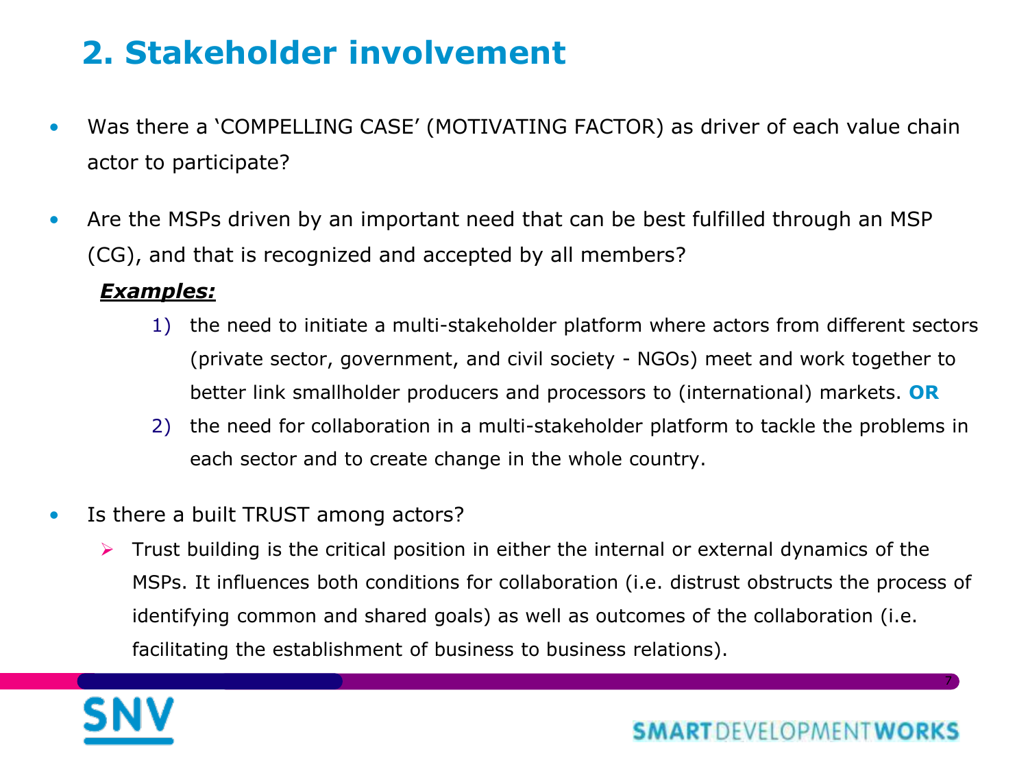# 2. Stakeholder involvement

- Was there a 'COMPELLING CASE' (MOTIVATING FACTOR) as driver of each value chain actor to participate?

- Are the MSPs driven by an important need that can be best fulfilled through an MSP (CG), and that is recognized and accepted by all members?

  ***Examples:***

  1) the need to initiate a multi-stakeholder platform where actors from different sectors (private sector, government, and civil society - NGOs) meet and work together to better link smallholder producers and processors to (international) markets. **OR**
  2) the need for collaboration in a multi-stakeholder platform to tackle the problems in each sector and to create change in the whole country.

- Is there a built TRUST among actors?
  - Trust building is the critical position in either the internal or external dynamics of the MSPs. It influences both conditions for collaboration (i.e. distrust obstructs the process of identifying common and shared goals) as well as outcomes of the collaboration (i.e. facilitating the establishment of business to business relations).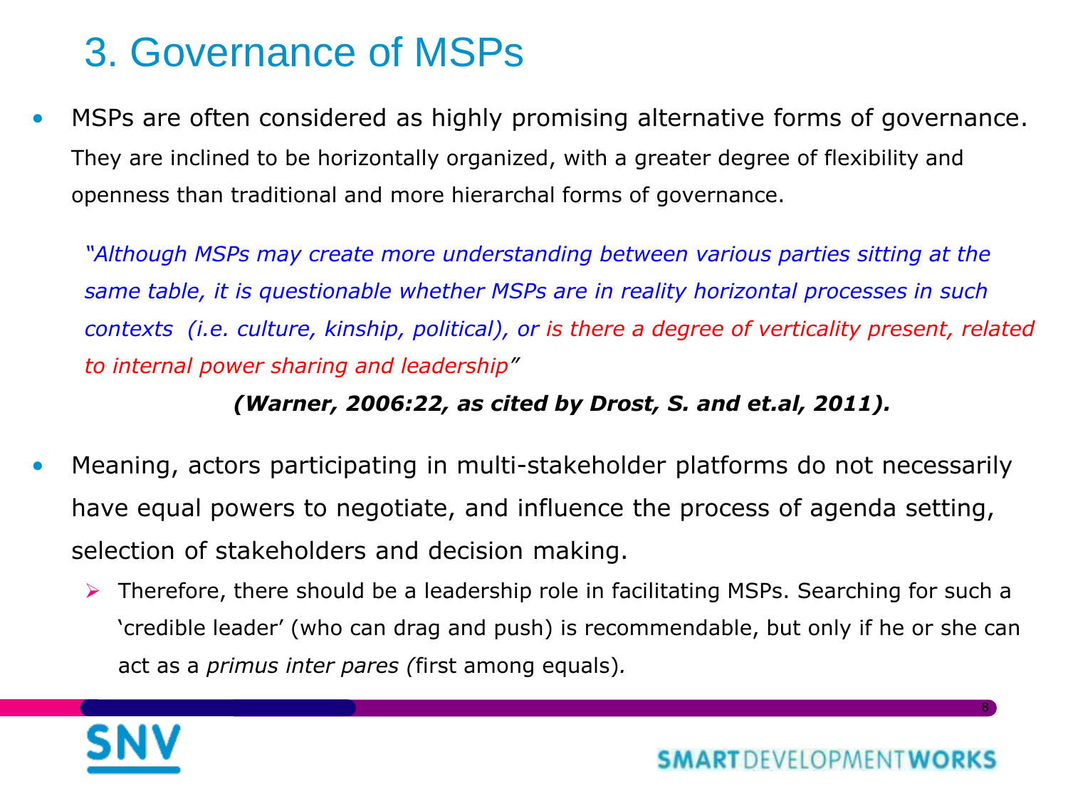# 3. Governance of MSPs

- MSPs are often considered as highly promising alternative forms of governance. They are inclined to be horizontally organized, with a greater degree of flexibility and openness than traditional and more hierarchal forms of governance.

  *"Although MSPs may create more understanding between various parties sitting at the same table, it is questionable whether MSPs are in reality horizontal processes in such contexts (i.e. culture, kinship, political), or is there a degree of verticality present, related to internal power sharing and leadership"*

  ***(Warner, 2006:22, as cited by Drost, S. and et.al, 2011).***

- Meaning, actors participating in multi-stakeholder platforms do not necessarily have equal powers to negotiate, and influence the process of agenda setting, selection of stakeholders and decision making.
  - Therefore, there should be a leadership role in facilitating MSPs. Searching for such a 'credible leader' (who can drag and push) is recommendable, but only if he or she can act as a *primus inter pares (*first among equals).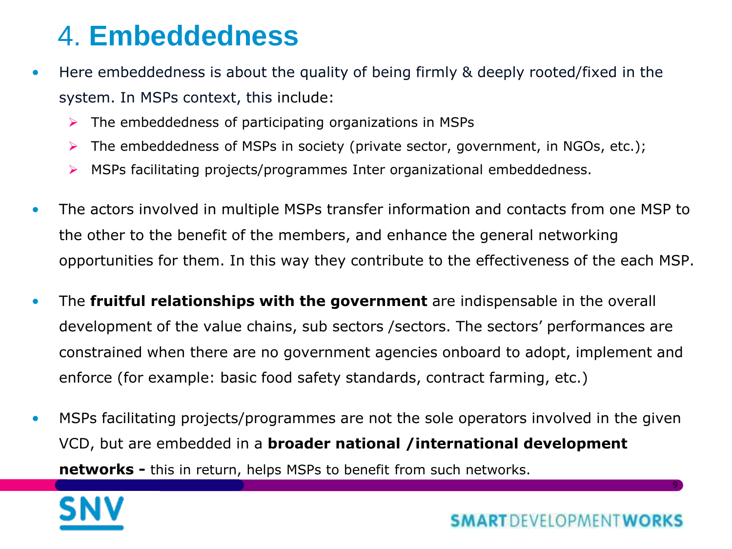# 4. Embeddedness

- Here embeddedness is about the quality of being firmly & deeply rooted/fixed in the system. In MSPs context, this include:
  - The embeddedness of participating organizations in MSPs
  - The embeddedness of MSPs in society (private sector, government, in NGOs, etc.);
  - MSPs facilitating projects/programmes Inter organizational embeddedness.
- The actors involved in multiple MSPs transfer information and contacts from one MSP to the other to the benefit of the members, and enhance the general networking opportunities for them. In this way they contribute to the effectiveness of the each MSP.
- The **fruitful relationships with the government** are indispensable in the overall development of the value chains, sub sectors /sectors. The sectors' performances are constrained when there are no government agencies onboard to adopt, implement and enforce (for example: basic food safety standards, contract farming, etc.)
- MSPs facilitating projects/programmes are not the sole operators involved in the given VCD, but are embedded in a **broader national /international development networks -** this in return, helps MSPs to benefit from such networks.

SNV

SMART DEVELOPMENT WORKS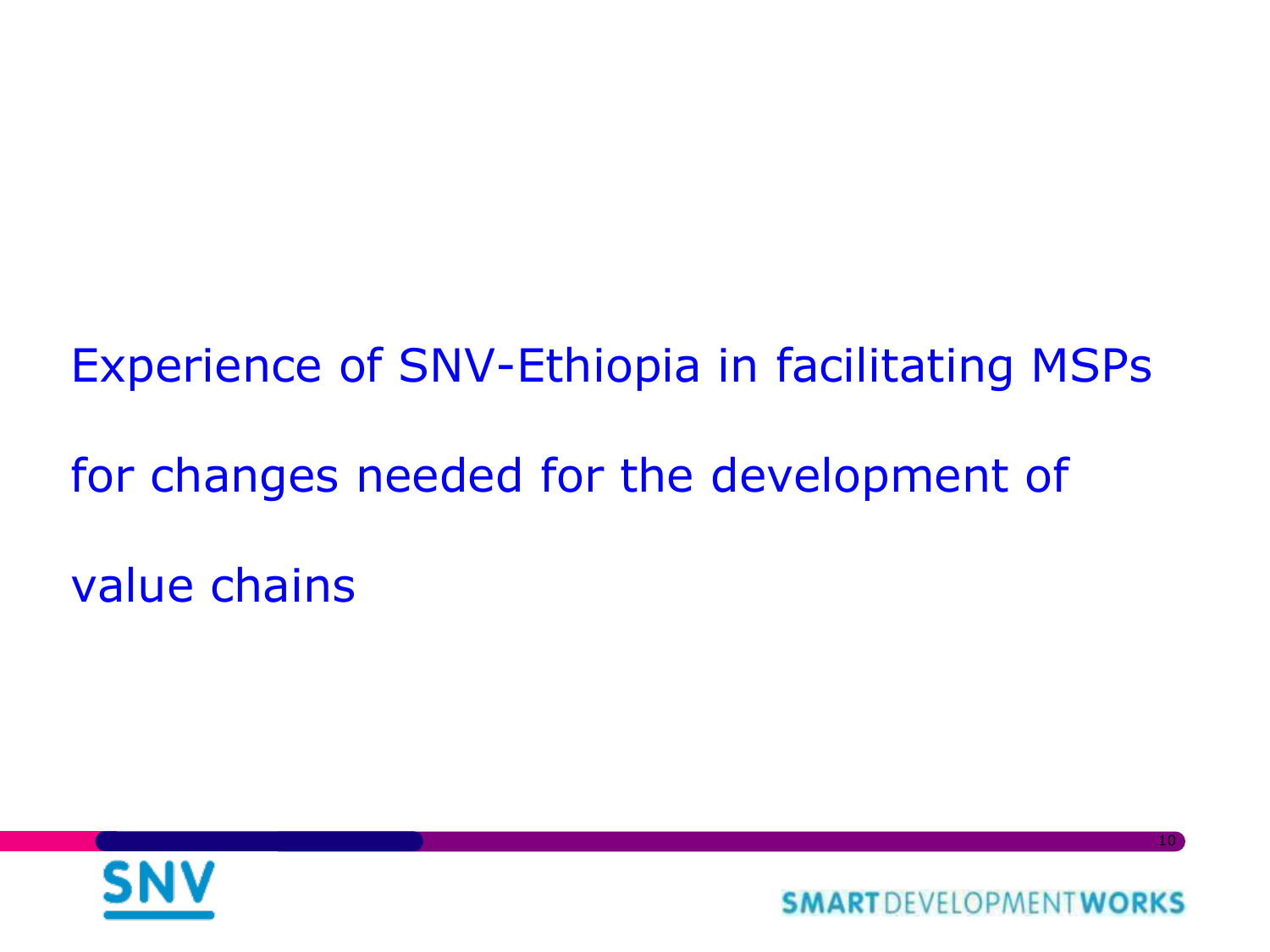# Experience of SNV-Ethiopia in facilitating MSPs for changes needed for the development of value chains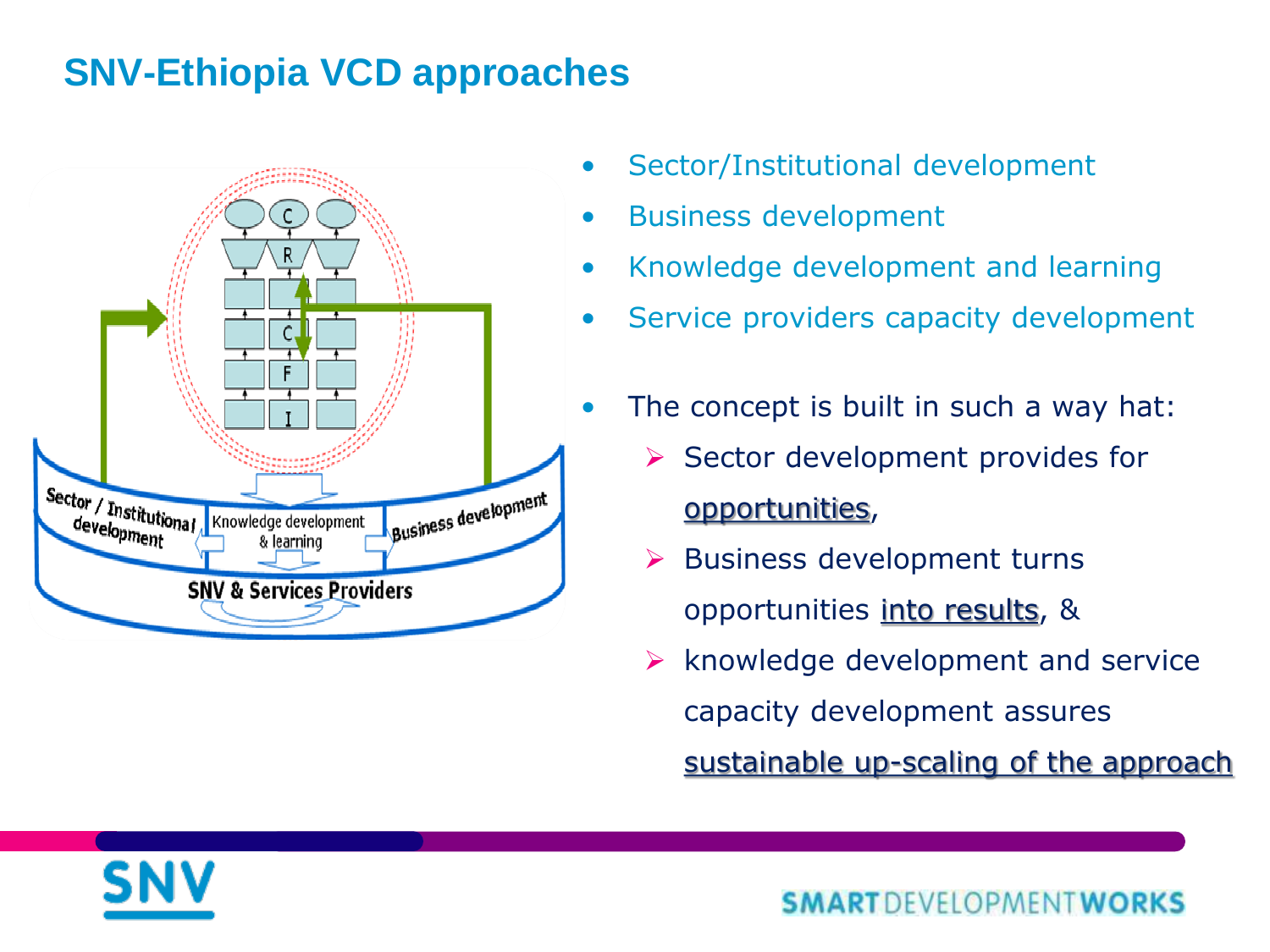# SNV-Ethiopia VCD approaches

- Sector/Institutional development
- Business development
- Knowledge development and learning
- Service providers capacity development

- The concept is built in such a way hat:
  - Sector development provides for opportunities,
  - Business development turns opportunities into results, &
  - knowledge development and service capacity development assures sustainable up-scaling of the approach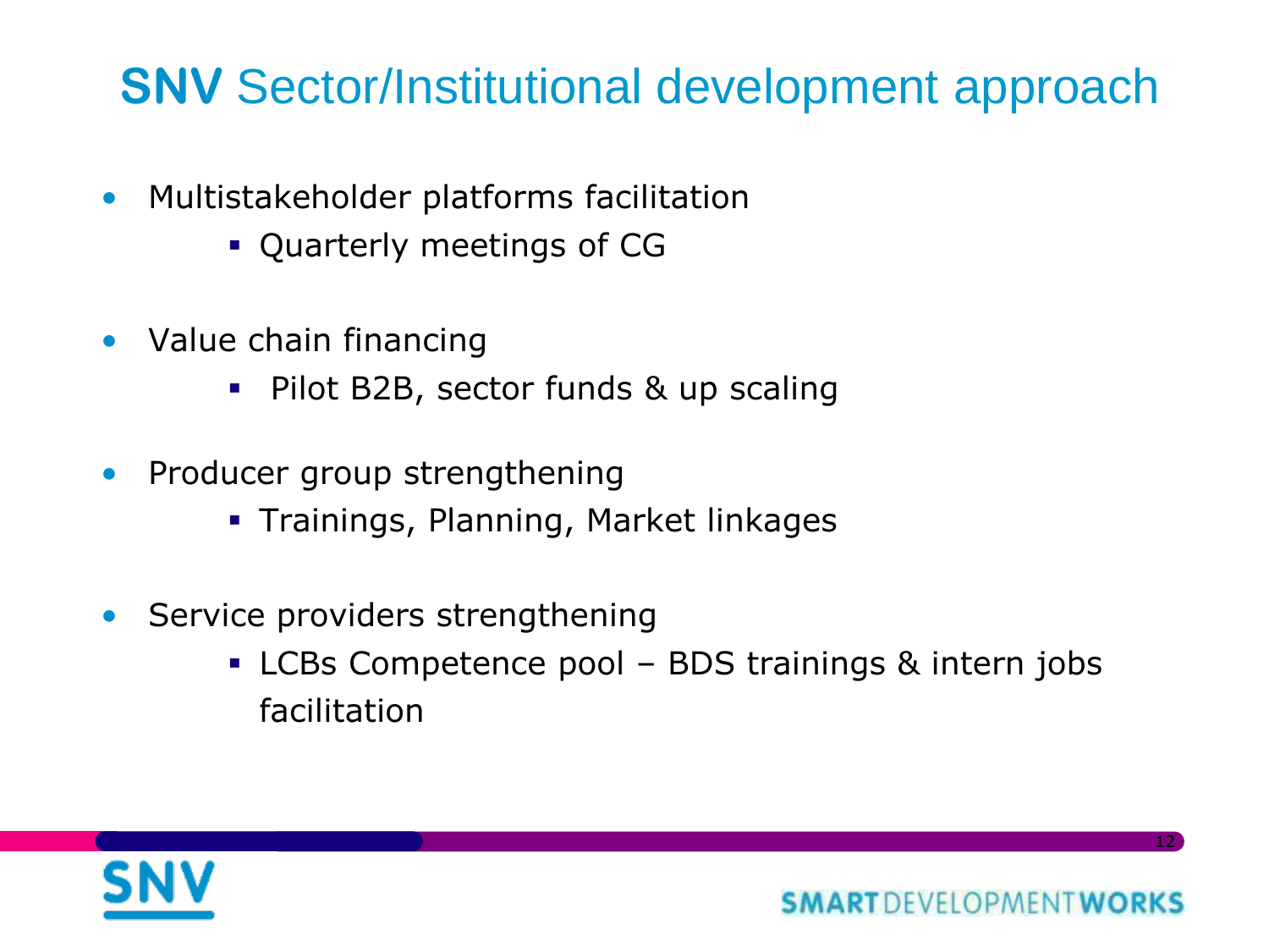# **SNV** Sector/Institutional development approach

- Multistakeholder platforms facilitation
  - Quarterly meetings of CG
- Value chain financing
  - Pilot B2B, sector funds & up scaling
- Producer group strengthening
  - Trainings, Planning, Market linkages
- Service providers strengthening
  - LCBs Competence pool – BDS trainings & intern jobs facilitation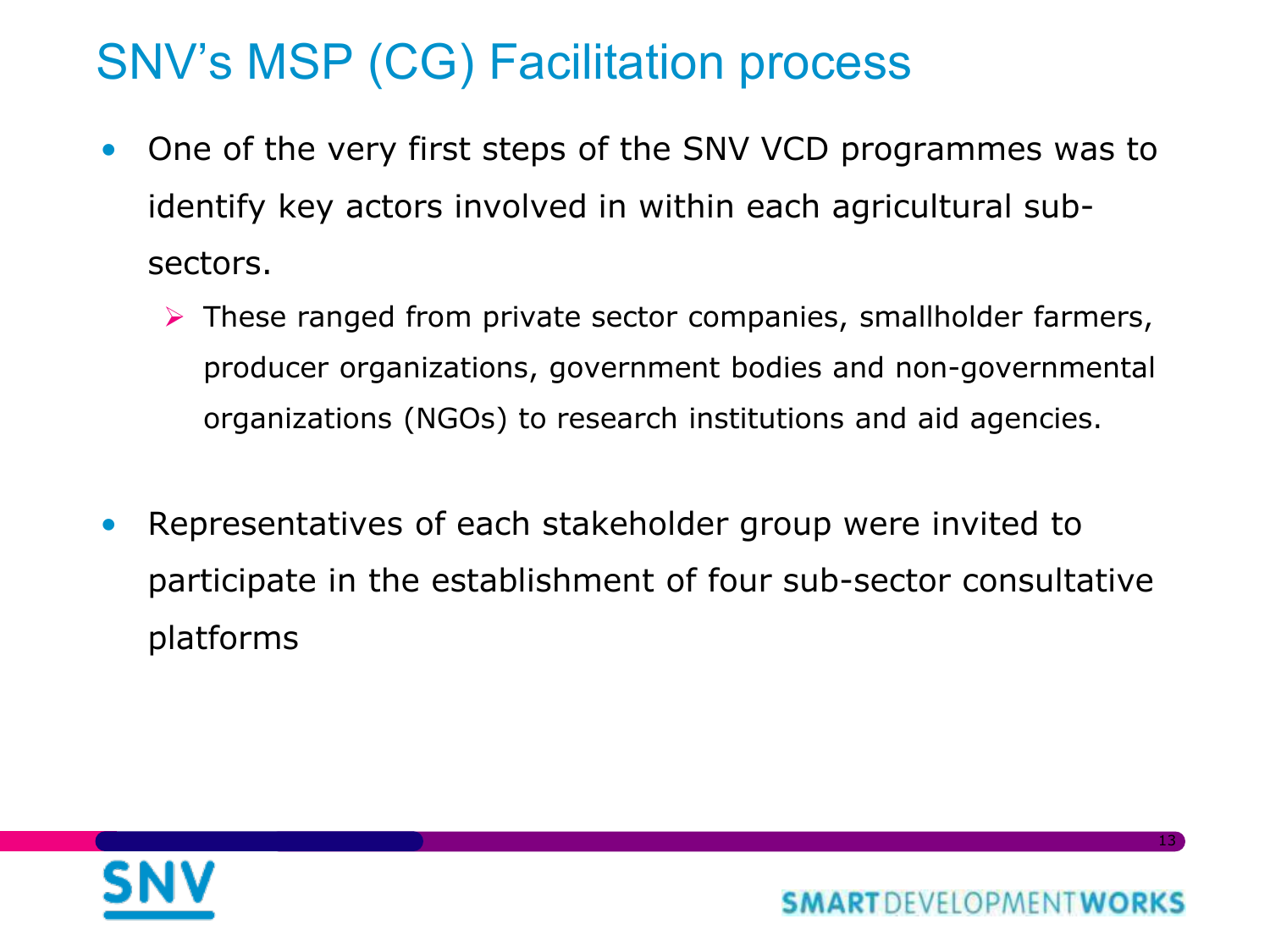# SNV's MSP (CG) Facilitation process

- One of the very first steps of the SNV VCD programmes was to identify key actors involved in within each agricultural sub-sectors.
  - These ranged from private sector companies, smallholder farmers, producer organizations, government bodies and non-governmental organizations (NGOs) to research institutions and aid agencies.

- Representatives of each stakeholder group were invited to participate in the establishment of four sub-sector consultative platforms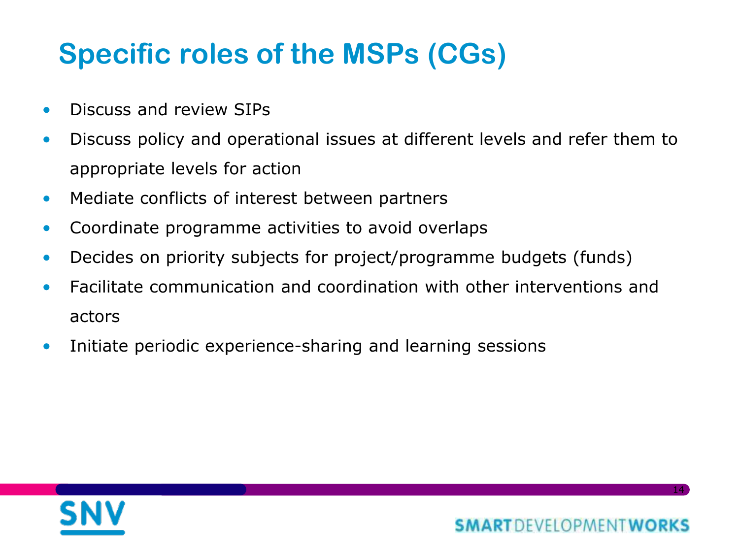# Specific roles of the MSPs (CGs)

- Discuss and review SIPs
- Discuss policy and operational issues at different levels and refer them to appropriate levels for action
- Mediate conflicts of interest between partners
- Coordinate programme activities to avoid overlaps
- Decides on priority subjects for project/programme budgets (funds)
- Facilitate communication and coordination with other interventions and actors
- Initiate periodic experience-sharing and learning sessions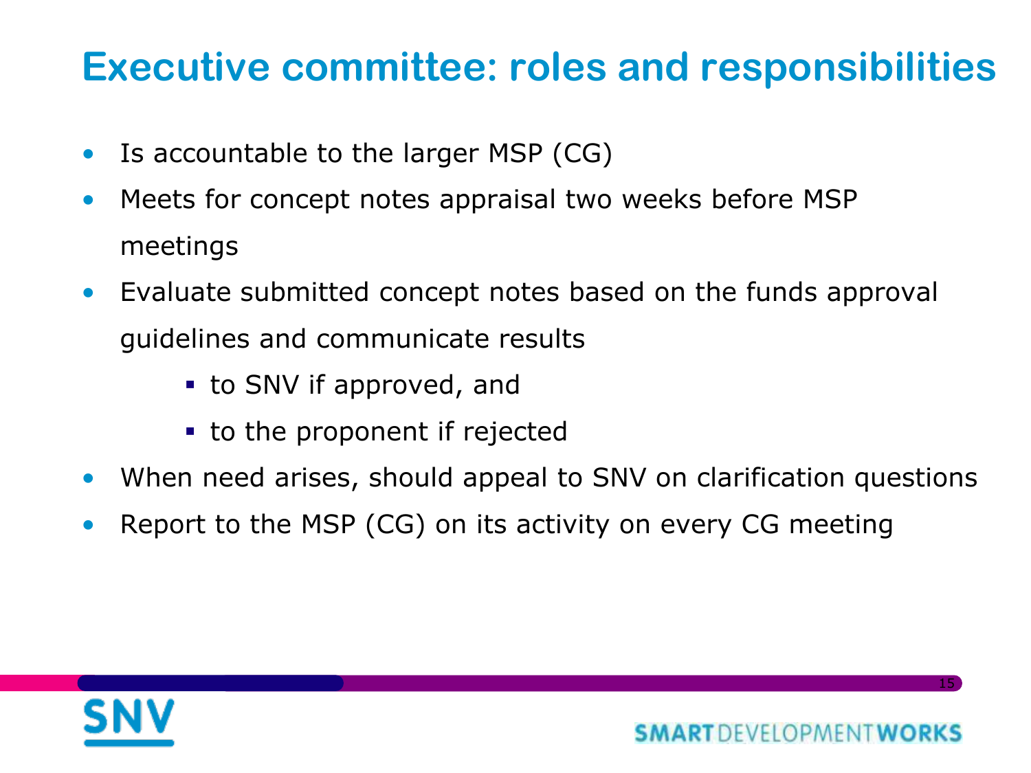# Executive committee: roles and responsibilities

- Is accountable to the larger MSP (CG)
- Meets for concept notes appraisal two weeks before MSP meetings
- Evaluate submitted concept notes based on the funds approval guidelines and communicate results
  - to SNV if approved, and
  - to the proponent if rejected
- When need arises, should appeal to SNV on clarification questions
- Report to the MSP (CG) on its activity on every CG meeting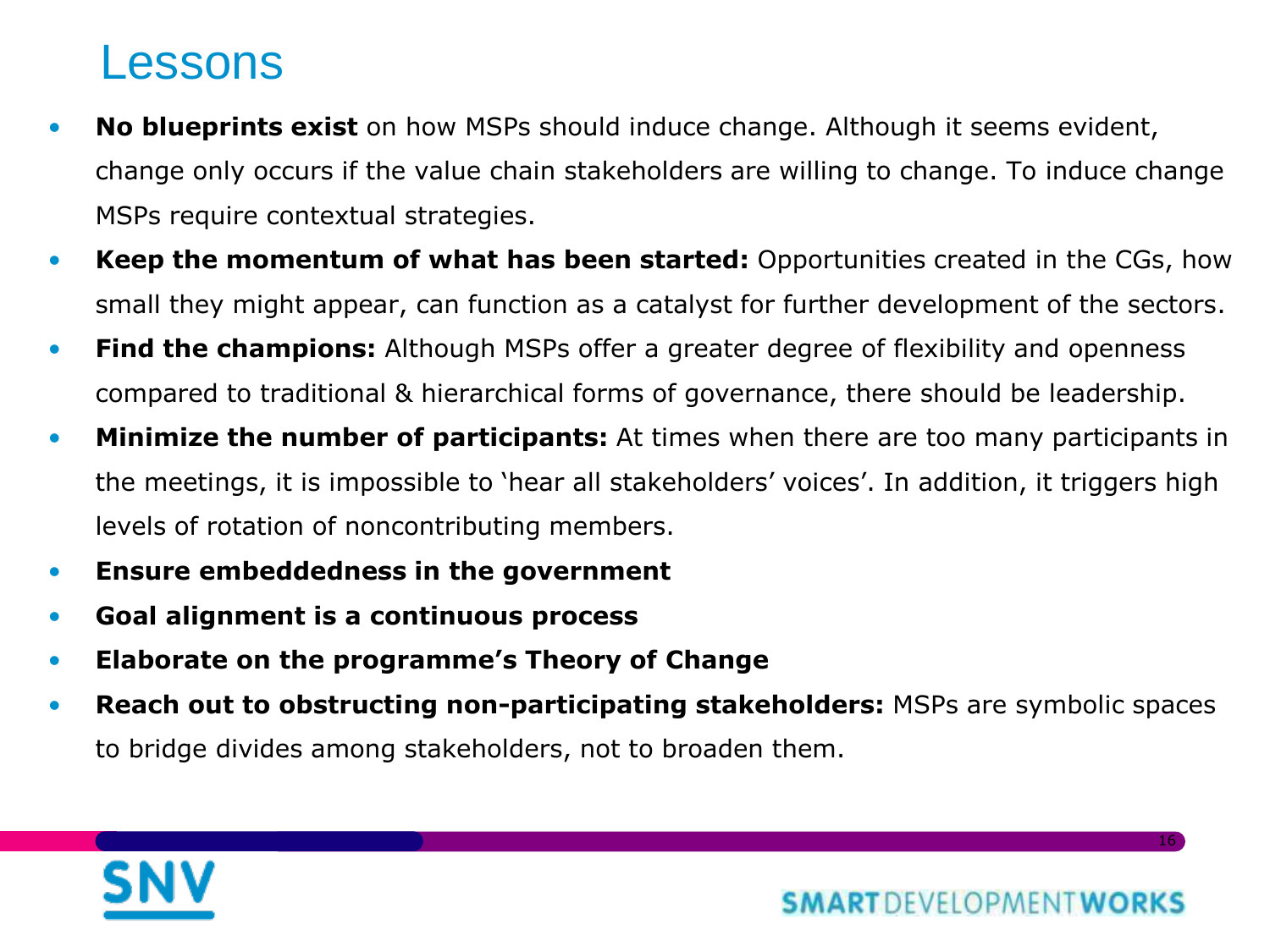# Lessons

- **No blueprints exist** on how MSPs should induce change. Although it seems evident, change only occurs if the value chain stakeholders are willing to change. To induce change MSPs require contextual strategies.
- **Keep the momentum of what has been started:** Opportunities created in the CGs, how small they might appear, can function as a catalyst for further development of the sectors.
- **Find the champions:** Although MSPs offer a greater degree of flexibility and openness compared to traditional & hierarchical forms of governance, there should be leadership.
- **Minimize the number of participants:** At times when there are too many participants in the meetings, it is impossible to 'hear all stakeholders' voices'. In addition, it triggers high levels of rotation of noncontributing members.
- **Ensure embeddedness in the government**
- **Goal alignment is a continuous process**
- **Elaborate on the programme's Theory of Change**
- **Reach out to obstructing non-participating stakeholders:** MSPs are symbolic spaces to bridge divides among stakeholders, not to broaden them.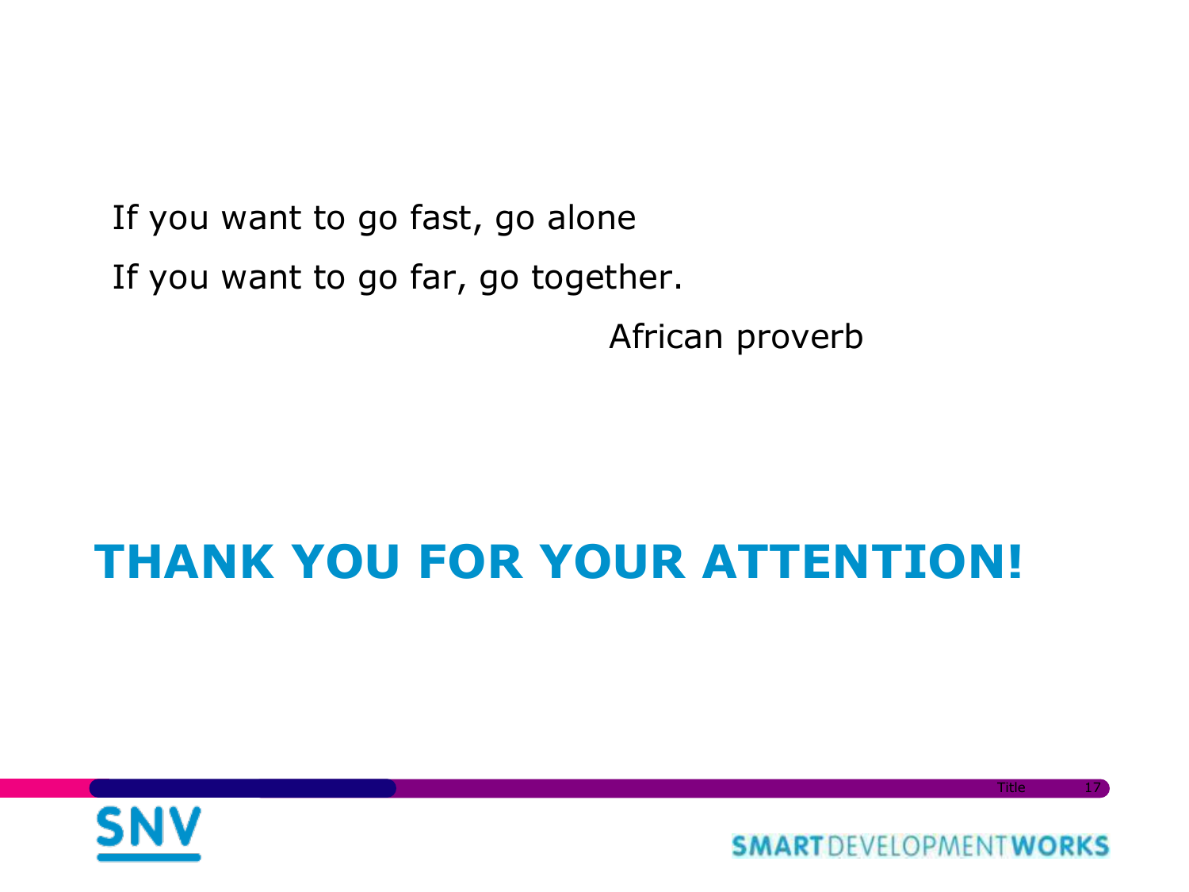If you want to go fast, go alone

If you want to go far, go together.

African proverb

## THANK YOU FOR YOUR ATTENTION!